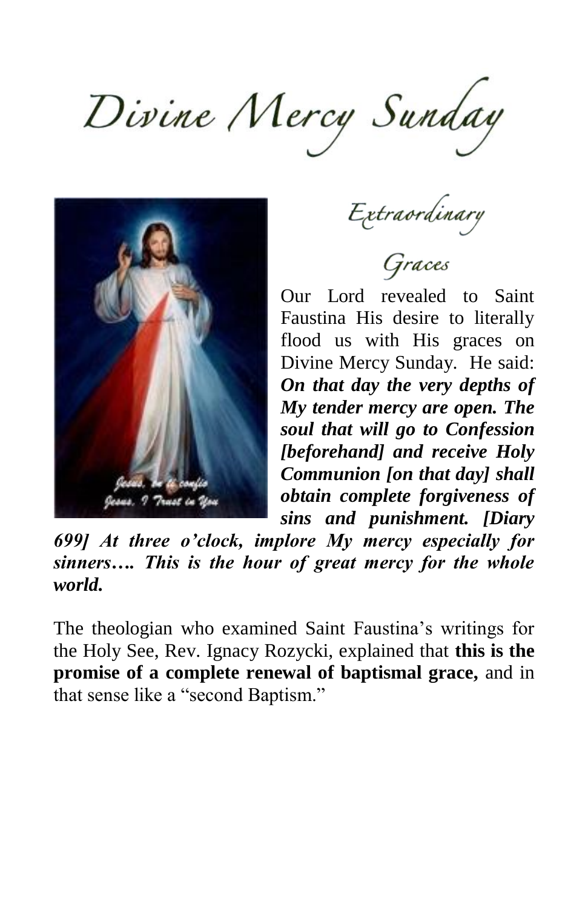# Divine Mercy Sunday

## Extraordinary Graces

Our Lord revealed to Saint Faustina His desire to literally flood us with His graces on Divine Mercy Sunday. He said: ***On that day the very depths of My tender mercy are open. The soul that will go to Confession [beforehand] and receive Holy Communion [on that day] shall obtain complete forgiveness of sins and punishment. [Diary 699] At three o'clock, implore My mercy especially for sinners…. This is the hour of great mercy for the whole world.***

The theologian who examined Saint Faustina's writings for the Holy See, Rev. Ignacy Rozycki, explained that **this is the promise of a complete renewal of baptismal grace,** and in that sense like a "second Baptism."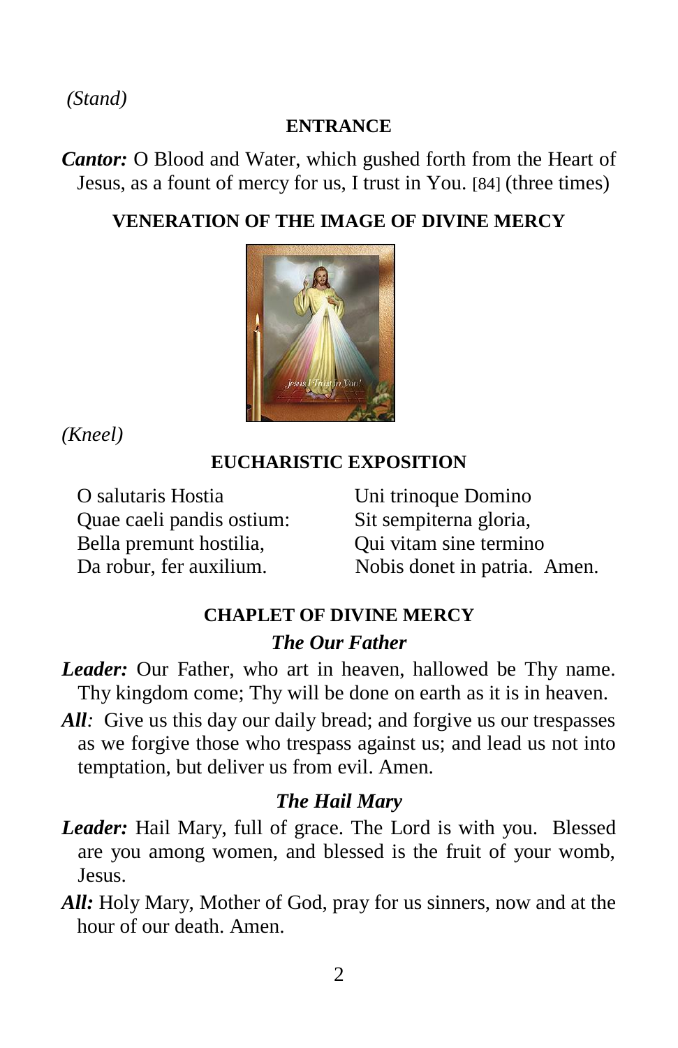*(Stand)*

## ENTRANCE

***Cantor:*** O Blood and Water, which gushed forth from the Heart of Jesus, as a fount of mercy for us, I trust in You. [84] (three times)

## VENERATION OF THE IMAGE OF DIVINE MERCY

*(Kneel)*

## EUCHARISTIC EXPOSITION

O salutaris Hostia
Quae caeli pandis ostium:
Bella premunt hostilia,
Da robur, fer auxilium.

Uni trinoque Domino
Sit sempiterna gloria,
Qui vitam sine termino
Nobis donet in patria. Amen.

## CHAPLET OF DIVINE MERCY

### *The Our Father*

***Leader:*** Our Father, who art in heaven, hallowed be Thy name. Thy kingdom come; Thy will be done on earth as it is in heaven.

***All:*** Give us this day our daily bread; and forgive us our trespasses as we forgive those who trespass against us; and lead us not into temptation, but deliver us from evil. Amen.

### *The Hail Mary*

***Leader:*** Hail Mary, full of grace. The Lord is with you. Blessed are you among women, and blessed is the fruit of your womb, Jesus.

***All:*** Holy Mary, Mother of God, pray for us sinners, now and at the hour of our death. Amen.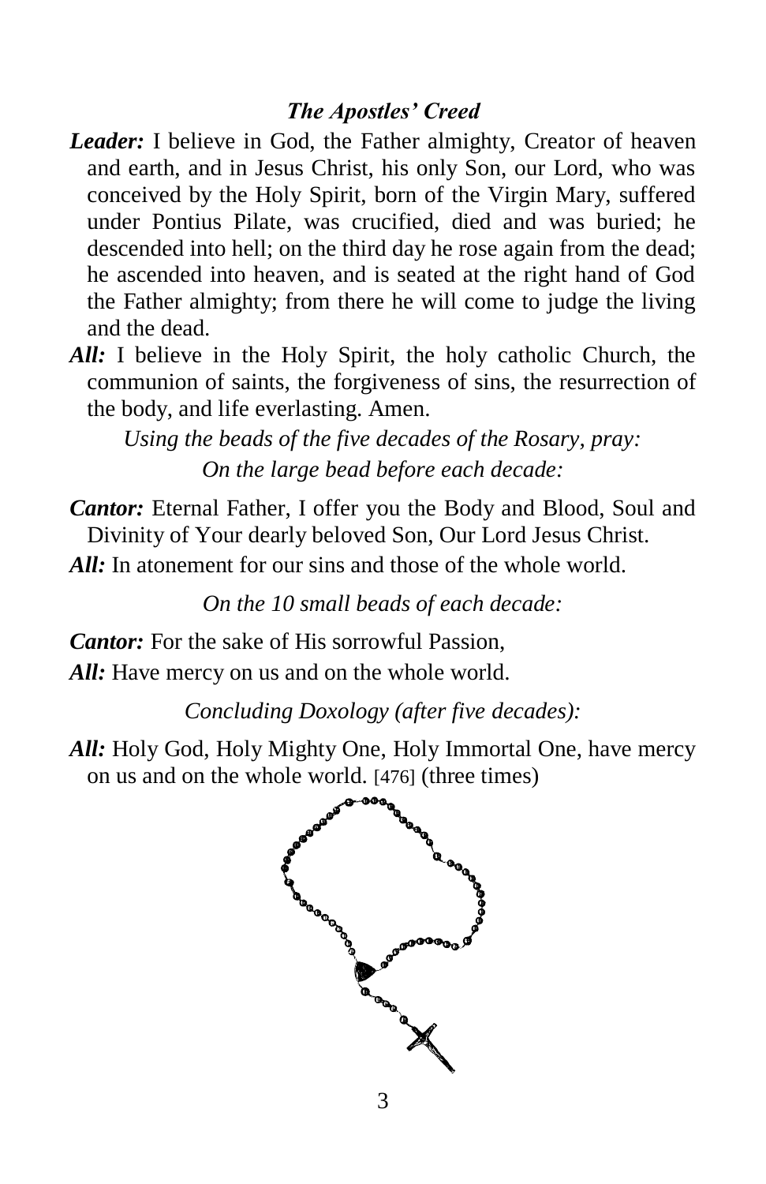### *The Apostles' Creed*

***Leader:*** I believe in God, the Father almighty, Creator of heaven and earth, and in Jesus Christ, his only Son, our Lord, who was conceived by the Holy Spirit, born of the Virgin Mary, suffered under Pontius Pilate, was crucified, died and was buried; he descended into hell; on the third day he rose again from the dead; he ascended into heaven, and is seated at the right hand of God the Father almighty; from there he will come to judge the living and the dead.

***All:*** I believe in the Holy Spirit, the holy catholic Church, the communion of saints, the forgiveness of sins, the resurrection of the body, and life everlasting. Amen.

*Using the beads of the five decades of the Rosary, pray:*

*On the large bead before each decade:*

***Cantor:*** Eternal Father, I offer you the Body and Blood, Soul and Divinity of Your dearly beloved Son, Our Lord Jesus Christ.

***All:*** In atonement for our sins and those of the whole world.

*On the 10 small beads of each decade:*

***Cantor:*** For the sake of His sorrowful Passion,

***All:*** Have mercy on us and on the whole world.

*Concluding Doxology (after five decades):*

***All:*** Holy God, Holy Mighty One, Holy Immortal One, have mercy on us and on the whole world. [476] (three times)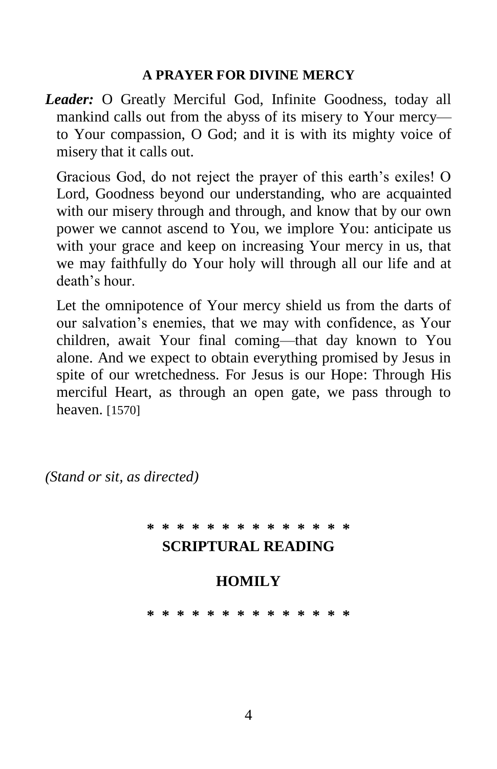### A PRAYER FOR DIVINE MERCY

***Leader:*** O Greatly Merciful God, Infinite Goodness, today all mankind calls out from the abyss of its misery to Your mercy—to Your compassion, O God; and it is with its mighty voice of misery that it calls out.

Gracious God, do not reject the prayer of this earth's exiles! O Lord, Goodness beyond our understanding, who are acquainted with our misery through and through, and know that by our own power we cannot ascend to You, we implore You: anticipate us with your grace and keep on increasing Your mercy in us, that we may faithfully do Your holy will through all our life and at death's hour.

Let the omnipotence of Your mercy shield us from the darts of our salvation's enemies, that we may with confidence, as Your children, await Your final coming—that day known to You alone. And we expect to obtain everything promised by Jesus in spite of our wretchedness. For Jesus is our Hope: Through His merciful Heart, as through an open gate, we pass through to heaven. [1570]

*(Stand or sit, as directed)*

**\* \* \* \* \* \* \* \* \* \* \* \* \* \* \***

### SCRIPTURAL READING

### HOMILY

**\* \* \* \* \* \* \* \* \* \* \* \* \* \* \***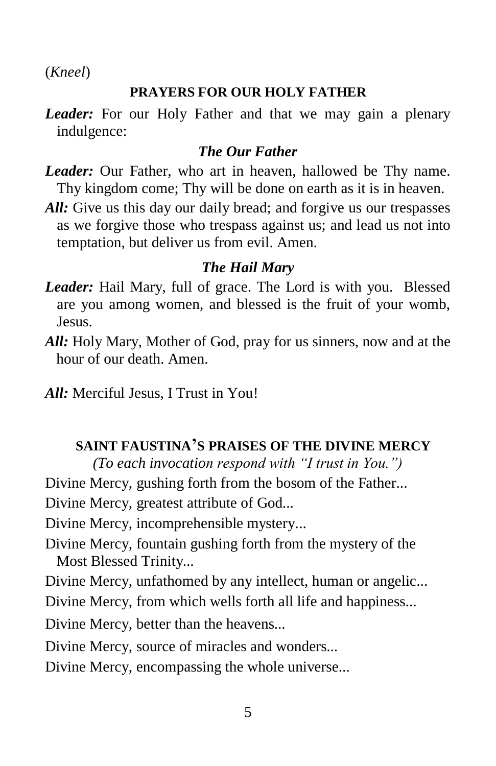(*Kneel*)

## PRAYERS FOR OUR HOLY FATHER

***Leader:*** For our Holy Father and that we may gain a plenary indulgence:

### *The Our Father*

***Leader:*** Our Father, who art in heaven, hallowed be Thy name. Thy kingdom come; Thy will be done on earth as it is in heaven.

***All:*** Give us this day our daily bread; and forgive us our trespasses as we forgive those who trespass against us; and lead us not into temptation, but deliver us from evil. Amen.

### *The Hail Mary*

***Leader:*** Hail Mary, full of grace. The Lord is with you. Blessed are you among women, and blessed is the fruit of your womb, Jesus.

***All:*** Holy Mary, Mother of God, pray for us sinners, now and at the hour of our death. Amen.

***All:*** Merciful Jesus, I Trust in You!

## SAINT FAUSTINA'S PRAISES OF THE DIVINE MERCY

*(To each invocation respond with "I trust in You.")*

Divine Mercy, gushing forth from the bosom of the Father...

Divine Mercy, greatest attribute of God...

Divine Mercy, incomprehensible mystery...

Divine Mercy, fountain gushing forth from the mystery of the Most Blessed Trinity...

Divine Mercy, unfathomed by any intellect, human or angelic...

Divine Mercy, from which wells forth all life and happiness...

Divine Mercy, better than the heavens...

Divine Mercy, source of miracles and wonders...

Divine Mercy, encompassing the whole universe...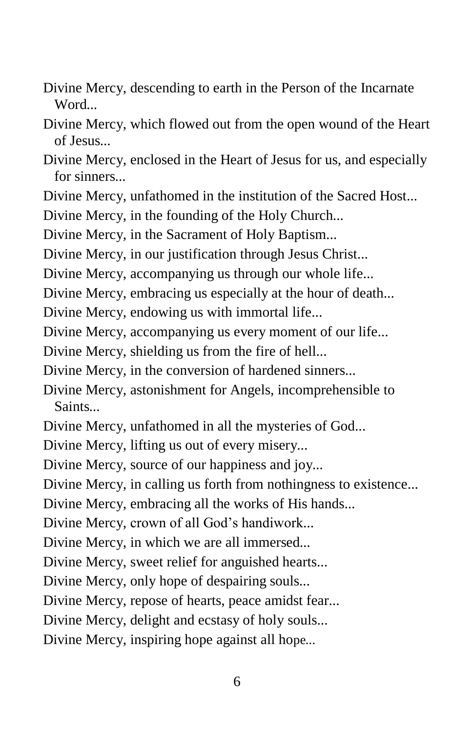Divine Mercy, descending to earth in the Person of the Incarnate Word...

Divine Mercy, which flowed out from the open wound of the Heart of Jesus...

Divine Mercy, enclosed in the Heart of Jesus for us, and especially for sinners...

Divine Mercy, unfathomed in the institution of the Sacred Host...

Divine Mercy, in the founding of the Holy Church...

Divine Mercy, in the Sacrament of Holy Baptism...

Divine Mercy, in our justification through Jesus Christ...

Divine Mercy, accompanying us through our whole life...

Divine Mercy, embracing us especially at the hour of death...

Divine Mercy, endowing us with immortal life...

Divine Mercy, accompanying us every moment of our life...

Divine Mercy, shielding us from the fire of hell...

Divine Mercy, in the conversion of hardened sinners...

Divine Mercy, astonishment for Angels, incomprehensible to Saints...

Divine Mercy, unfathomed in all the mysteries of God...

Divine Mercy, lifting us out of every misery...

Divine Mercy, source of our happiness and joy...

Divine Mercy, in calling us forth from nothingness to existence...

Divine Mercy, embracing all the works of His hands...

Divine Mercy, crown of all God's handiwork...

Divine Mercy, in which we are all immersed...

Divine Mercy, sweet relief for anguished hearts...

Divine Mercy, only hope of despairing souls...

Divine Mercy, repose of hearts, peace amidst fear...

Divine Mercy, delight and ecstasy of holy souls...

Divine Mercy, inspiring hope against all hope...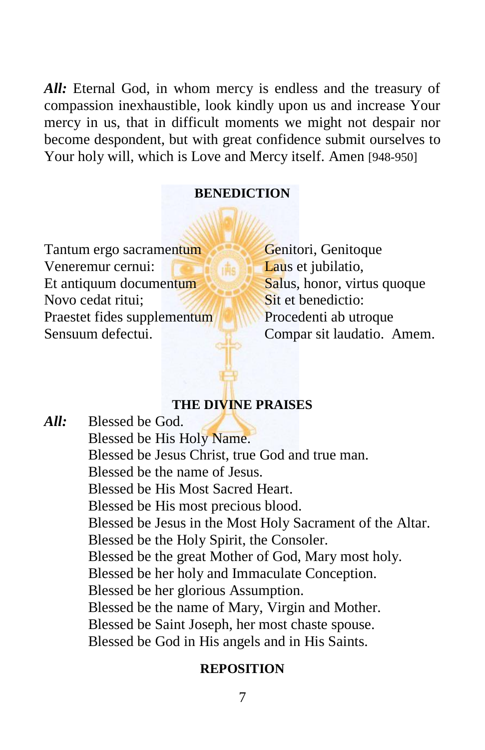***All:*** Eternal God, in whom mercy is endless and the treasury of compassion inexhaustible, look kindly upon us and increase Your mercy in us, that in difficult moments we might not despair nor become despondent, but with great confidence submit ourselves to Your holy will, which is Love and Mercy itself. Amen [948-950]

## BENEDICTION

Tantum ergo sacramentum
Veneremur cernui:
Et antiquum documentum
Novo cedat ritui;
Praestet fides supplementum
Sensuum defectui.

Genitori, Genitoque
Laus et jubilatio,
Salus, honor, virtus quoque
Sit et benedictio:
Procedenti ab utroque
Compar sit laudatio. Amem.

## THE DIVINE PRAISES

***All:*** Blessed be God.
Blessed be His Holy Name.
Blessed be Jesus Christ, true God and true man.
Blessed be the name of Jesus.
Blessed be His Most Sacred Heart.
Blessed be His most precious blood.
Blessed be Jesus in the Most Holy Sacrament of the Altar.
Blessed be the Holy Spirit, the Consoler.
Blessed be the great Mother of God, Mary most holy.
Blessed be her holy and Immaculate Conception.
Blessed be her glorious Assumption.
Blessed be the name of Mary, Virgin and Mother.
Blessed be Saint Joseph, her most chaste spouse.
Blessed be God in His angels and in His Saints.

## REPOSITION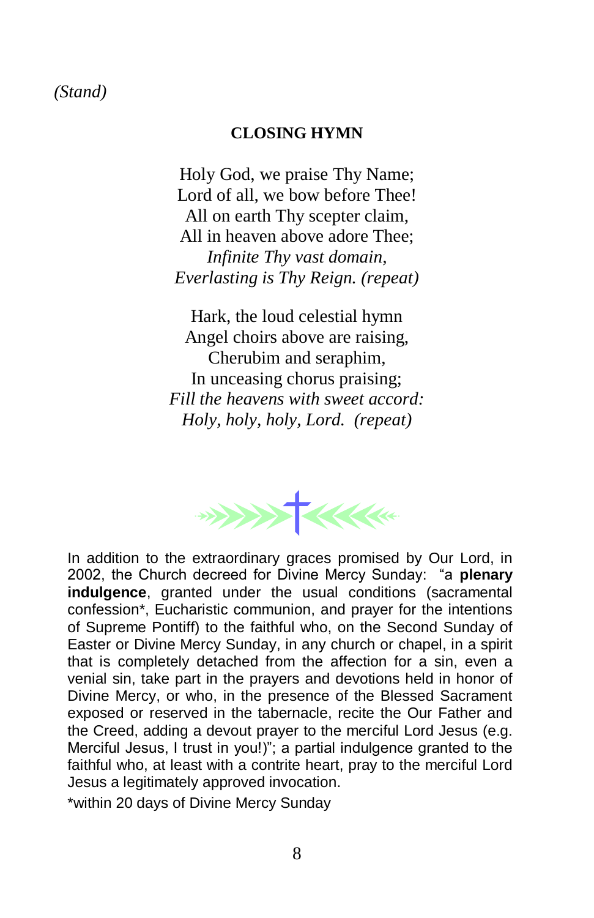*(Stand)*

## CLOSING HYMN

Holy God, we praise Thy Name;
Lord of all, we bow before Thee!
All on earth Thy scepter claim,
All in heaven above adore Thee;
*Infinite Thy vast domain,*
*Everlasting is Thy Reign. (repeat)*

Hark, the loud celestial hymn
Angel choirs above are raising,
Cherubim and seraphim,
In unceasing chorus praising;
*Fill the heavens with sweet accord:*
*Holy, holy, holy, Lord. (repeat)*

In addition to the extraordinary graces promised by Our Lord, in 2002, the Church decreed for Divine Mercy Sunday: "a **plenary indulgence**, granted under the usual conditions (sacramental confession*, Eucharistic communion, and prayer for the intentions of Supreme Pontiff) to the faithful who, on the Second Sunday of Easter or Divine Mercy Sunday, in any church or chapel, in a spirit that is completely detached from the affection for a sin, even a venial sin, take part in the prayers and devotions held in honor of Divine Mercy, or who, in the presence of the Blessed Sacrament exposed or reserved in the tabernacle, recite the Our Father and the Creed, adding a devout prayer to the merciful Lord Jesus (e.g. Merciful Jesus, I trust in you!)"; a partial indulgence granted to the faithful who, at least with a contrite heart, pray to the merciful Lord Jesus a legitimately approved invocation.

*within 20 days of Divine Mercy Sunday